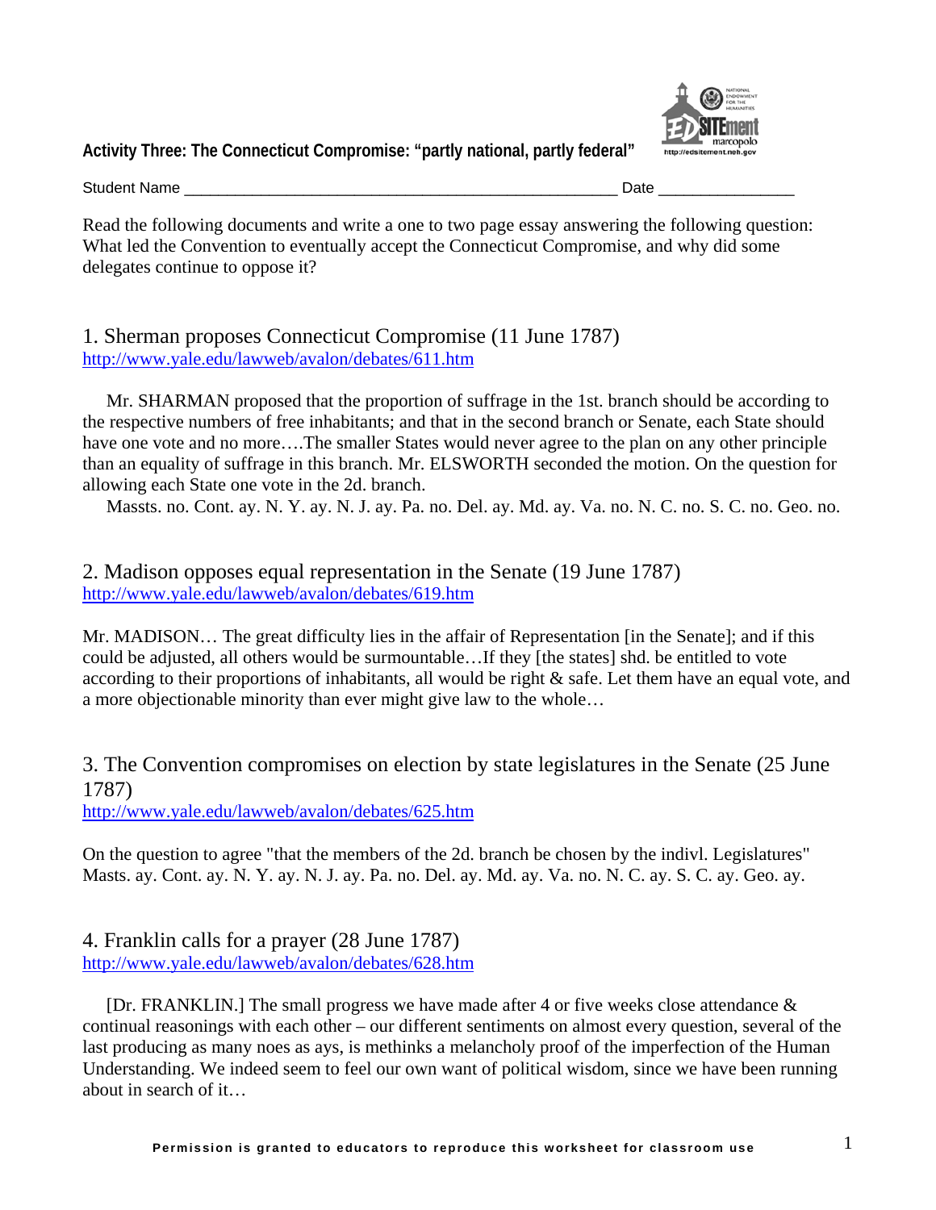## Activity Three: The Connecticut Compromise: "partly national, partly federal"

Student Name ___________________________________________________ Date ________________

Read the following documents and write a one to two page essay answering the following question: What led the Convention to eventually accept the Connecticut Compromise, and why did some delegates continue to oppose it?

### 1. Sherman proposes Connecticut Compromise (11 June 1787)

http://www.yale.edu/lawweb/avalon/debates/611.htm

Mr. SHARMAN proposed that the proportion of suffrage in the 1st. branch should be according to the respective numbers of free inhabitants; and that in the second branch or Senate, each State should have one vote and no more….The smaller States would never agree to the plan on any other principle than an equality of suffrage in this branch. Mr. ELSWORTH seconded the motion. On the question for allowing each State one vote in the 2d. branch.

Massts. no. Cont. ay. N. Y. ay. N. J. ay. Pa. no. Del. ay. Md. ay. Va. no. N. C. no. S. C. no. Geo. no.

### 2. Madison opposes equal representation in the Senate (19 June 1787)

http://www.yale.edu/lawweb/avalon/debates/619.htm

Mr. MADISON… The great difficulty lies in the affair of Representation [in the Senate]; and if this could be adjusted, all others would be surmountable…If they [the states] shd. be entitled to vote according to their proportions of inhabitants, all would be right & safe. Let them have an equal vote, and a more objectionable minority than ever might give law to the whole…

### 3. The Convention compromises on election by state legislatures in the Senate (25 June 1787)

http://www.yale.edu/lawweb/avalon/debates/625.htm

On the question to agree "that the members of the 2d. branch be chosen by the indivl. Legislatures" Masts. ay. Cont. ay. N. Y. ay. N. J. ay. Pa. no. Del. ay. Md. ay. Va. no. N. C. ay. S. C. ay. Geo. ay.

### 4. Franklin calls for a prayer (28 June 1787)

http://www.yale.edu/lawweb/avalon/debates/628.htm

[Dr. FRANKLIN.] The small progress we have made after 4 or five weeks close attendance & continual reasonings with each other – our different sentiments on almost every question, several of the last producing as many noes as ays, is methinks a melancholy proof of the imperfection of the Human Understanding. We indeed seem to feel our own want of political wisdom, since we have been running about in search of it…

**Permission is granted to educators to reproduce this worksheet for classroom use**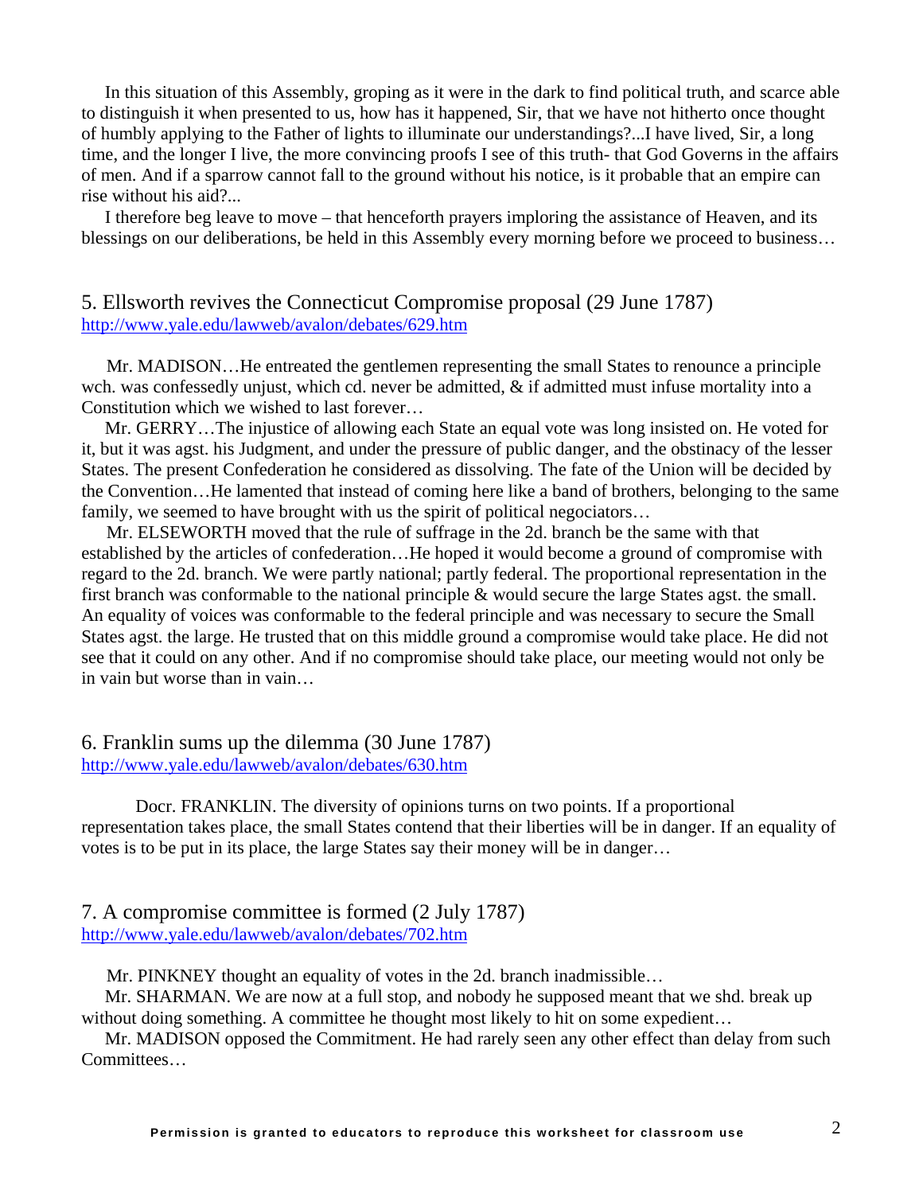In this situation of this Assembly, groping as it were in the dark to find political truth, and scarce able to distinguish it when presented to us, how has it happened, Sir, that we have not hitherto once thought of humbly applying to the Father of lights to illuminate our understandings?...I have lived, Sir, a long time, and the longer I live, the more convincing proofs I see of this truth- that God Governs in the affairs of men. And if a sparrow cannot fall to the ground without his notice, is it probable that an empire can rise without his aid?...

I therefore beg leave to move – that henceforth prayers imploring the assistance of Heaven, and its blessings on our deliberations, be held in this Assembly every morning before we proceed to business…

## 5. Ellsworth revives the Connecticut Compromise proposal (29 June 1787)

http://www.yale.edu/lawweb/avalon/debates/629.htm

Mr. MADISON…He entreated the gentlemen representing the small States to renounce a principle wch. was confessedly unjust, which cd. never be admitted, & if admitted must infuse mortality into a Constitution which we wished to last forever…

Mr. GERRY…The injustice of allowing each State an equal vote was long insisted on. He voted for it, but it was agst. his Judgment, and under the pressure of public danger, and the obstinacy of the lesser States. The present Confederation he considered as dissolving. The fate of the Union will be decided by the Convention…He lamented that instead of coming here like a band of brothers, belonging to the same family, we seemed to have brought with us the spirit of political negociators…

Mr. ELSEWORTH moved that the rule of suffrage in the 2d. branch be the same with that established by the articles of confederation…He hoped it would become a ground of compromise with regard to the 2d. branch. We were partly national; partly federal. The proportional representation in the first branch was conformable to the national principle & would secure the large States agst. the small. An equality of voices was conformable to the federal principle and was necessary to secure the Small States agst. the large. He trusted that on this middle ground a compromise would take place. He did not see that it could on any other. And if no compromise should take place, our meeting would not only be in vain but worse than in vain…

## 6. Franklin sums up the dilemma (30 June 1787)

http://www.yale.edu/lawweb/avalon/debates/630.htm

Docr. FRANKLIN. The diversity of opinions turns on two points. If a proportional representation takes place, the small States contend that their liberties will be in danger. If an equality of votes is to be put in its place, the large States say their money will be in danger…

## 7. A compromise committee is formed (2 July 1787)

http://www.yale.edu/lawweb/avalon/debates/702.htm

Mr. PINKNEY thought an equality of votes in the 2d. branch inadmissible…

Mr. SHARMAN. We are now at a full stop, and nobody he supposed meant that we shd. break up without doing something. A committee he thought most likely to hit on some expedient…

Mr. MADISON opposed the Commitment. He had rarely seen any other effect than delay from such Committees…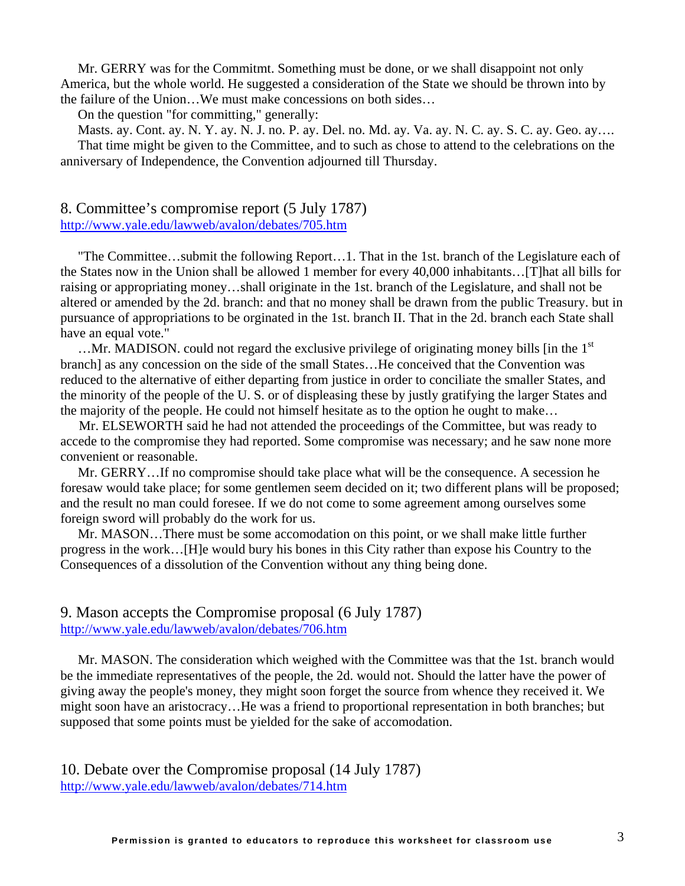Mr. GERRY was for the Commitmt. Something must be done, or we shall disappoint not only America, but the whole world. He suggested a consideration of the State we should be thrown into by the failure of the Union…We must make concessions on both sides…

On the question "for committing," generally:

Masts. ay. Cont. ay. N. Y. ay. N. J. no. P. ay. Del. no. Md. ay. Va. ay. N. C. ay. S. C. ay. Geo. ay….

That time might be given to the Committee, and to such as chose to attend to the celebrations on the anniversary of Independence, the Convention adjourned till Thursday.

## 8. Committee's compromise report (5 July 1787)

http://www.yale.edu/lawweb/avalon/debates/705.htm

"The Committee…submit the following Report…1. That in the 1st. branch of the Legislature each of the States now in the Union shall be allowed 1 member for every 40,000 inhabitants…[T]hat all bills for raising or appropriating money…shall originate in the 1st. branch of the Legislature, and shall not be altered or amended by the 2d. branch: and that no money shall be drawn from the public Treasury. but in pursuance of appropriations to be orginated in the 1st. branch II. That in the 2d. branch each State shall have an equal vote."

…Mr. MADISON. could not regard the exclusive privilege of originating money bills [in the 1st branch] as any concession on the side of the small States…He conceived that the Convention was reduced to the alternative of either departing from justice in order to conciliate the smaller States, and the minority of the people of the U. S. or of displeasing these by justly gratifying the larger States and the majority of the people. He could not himself hesitate as to the option he ought to make…

Mr. ELSEWORTH said he had not attended the proceedings of the Committee, but was ready to accede to the compromise they had reported. Some compromise was necessary; and he saw none more convenient or reasonable.

Mr. GERRY…If no compromise should take place what will be the consequence. A secession he foresaw would take place; for some gentlemen seem decided on it; two different plans will be proposed; and the result no man could foresee. If we do not come to some agreement among ourselves some foreign sword will probably do the work for us.

Mr. MASON…There must be some accomodation on this point, or we shall make little further progress in the work…[H]e would bury his bones in this City rather than expose his Country to the Consequences of a dissolution of the Convention without any thing being done.

## 9. Mason accepts the Compromise proposal (6 July 1787)

http://www.yale.edu/lawweb/avalon/debates/706.htm

Mr. MASON. The consideration which weighed with the Committee was that the 1st. branch would be the immediate representatives of the people, the 2d. would not. Should the latter have the power of giving away the people's money, they might soon forget the source from whence they received it. We might soon have an aristocracy…He was a friend to proportional representation in both branches; but supposed that some points must be yielded for the sake of accomodation.

## 10. Debate over the Compromise proposal (14 July 1787)

http://www.yale.edu/lawweb/avalon/debates/714.htm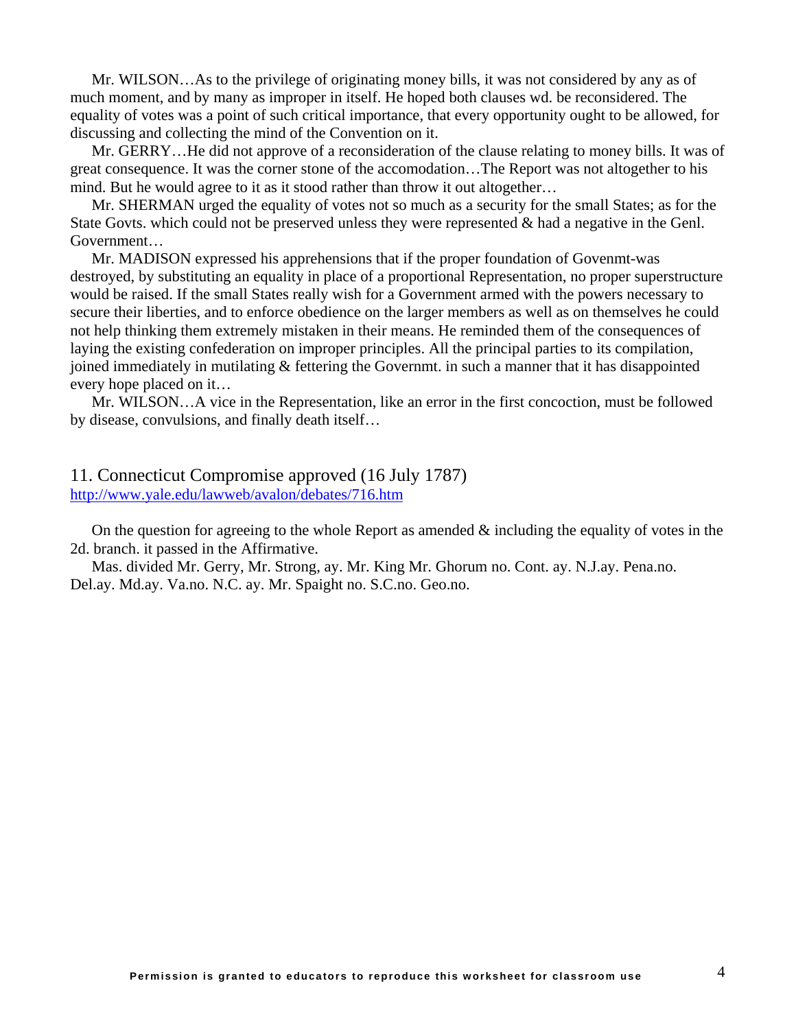Mr. WILSON…As to the privilege of originating money bills, it was not considered by any as of much moment, and by many as improper in itself. He hoped both clauses wd. be reconsidered. The equality of votes was a point of such critical importance, that every opportunity ought to be allowed, for discussing and collecting the mind of the Convention on it.

Mr. GERRY…He did not approve of a reconsideration of the clause relating to money bills. It was of great consequence. It was the corner stone of the accomodation…The Report was not altogether to his mind. But he would agree to it as it stood rather than throw it out altogether…

Mr. SHERMAN urged the equality of votes not so much as a security for the small States; as for the State Govts. which could not be preserved unless they were represented & had a negative in the Genl. Government…

Mr. MADISON expressed his apprehensions that if the proper foundation of Govenmt-was destroyed, by substituting an equality in place of a proportional Representation, no proper superstructure would be raised. If the small States really wish for a Government armed with the powers necessary to secure their liberties, and to enforce obedience on the larger members as well as on themselves he could not help thinking them extremely mistaken in their means. He reminded them of the consequences of laying the existing confederation on improper principles. All the principal parties to its compilation, joined immediately in mutilating & fettering the Governmt. in such a manner that it has disappointed every hope placed on it…

Mr. WILSON…A vice in the Representation, like an error in the first concoction, must be followed by disease, convulsions, and finally death itself…

## 11. Connecticut Compromise approved (16 July 1787)

http://www.yale.edu/lawweb/avalon/debates/716.htm

On the question for agreeing to the whole Report as amended & including the equality of votes in the 2d. branch. it passed in the Affirmative.

Mas. divided Mr. Gerry, Mr. Strong, ay. Mr. King Mr. Ghorum no. Cont. ay. N.J.ay. Pena.no. Del.ay. Md.ay. Va.no. N.C. ay. Mr. Spaight no. S.C.no. Geo.no.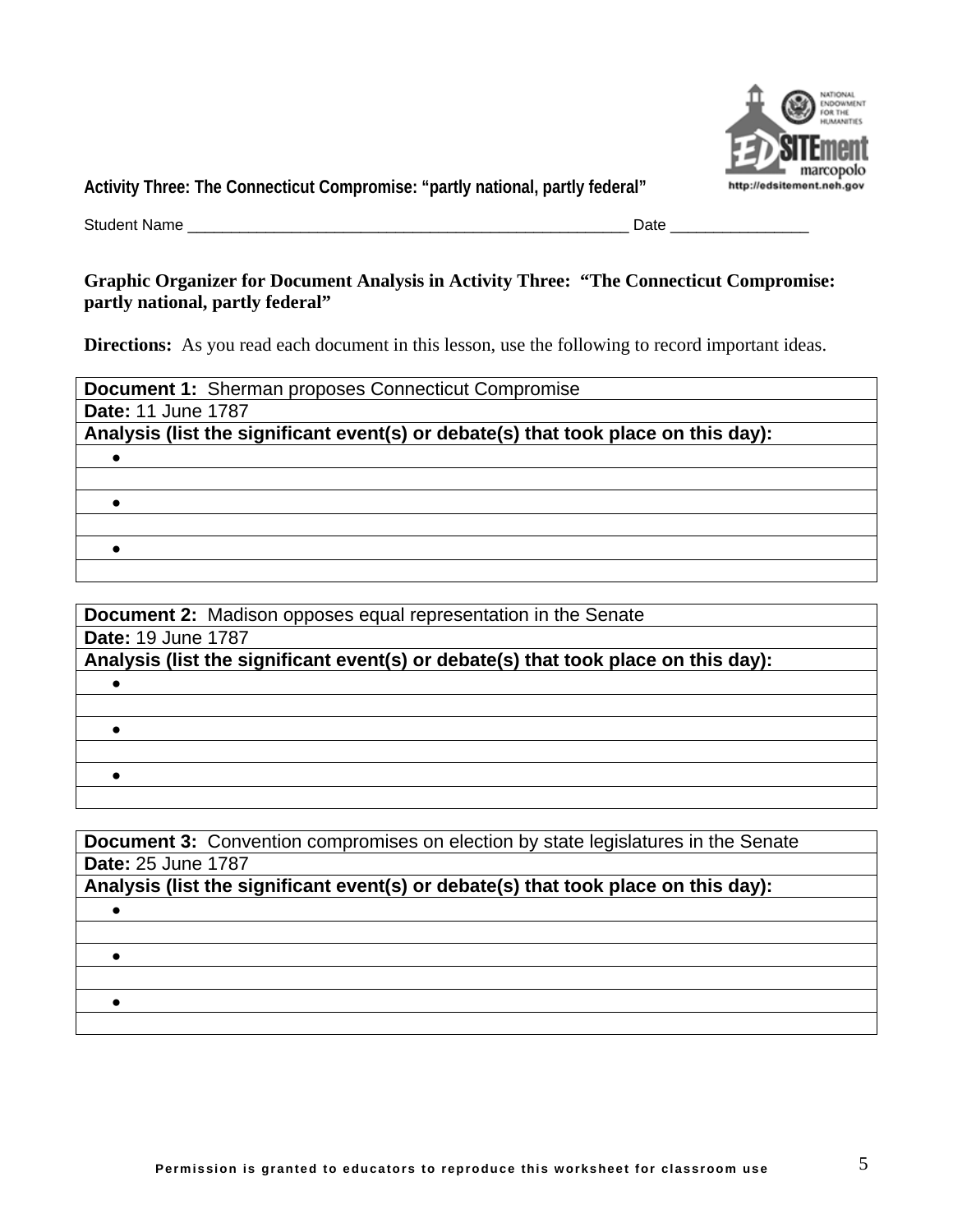**Activity Three: The Connecticut Compromise: "partly national, partly federal"**

Student Name ____________________________________________________ Date ________________

**Graphic Organizer for Document Analysis in Activity Three: "The Connecticut Compromise: partly national, partly federal"**

**Directions:** As you read each document in this lesson, use the following to record important ideas.

| **Document 1:** Sherman proposes Connecticut Compromise |
|---|
| **Date:** 11 June 1787 |
| **Analysis (list the significant event(s) or debate(s) that took place on this day):** |
| • |
| |
| • |
| |
| • |
| |

| **Document 2:** Madison opposes equal representation in the Senate |
|---|
| **Date:** 19 June 1787 |
| **Analysis (list the significant event(s) or debate(s) that took place on this day):** |
| • |
| |
| • |
| |
| • |
| |

| **Document 3:** Convention compromises on election by state legislatures in the Senate |
|---|
| **Date:** 25 June 1787 |
| **Analysis (list the significant event(s) or debate(s) that took place on this day):** |
| • |
| |
| • |
| |
| • |
| |

Permission is granted to educators to reproduce this worksheet for classroom use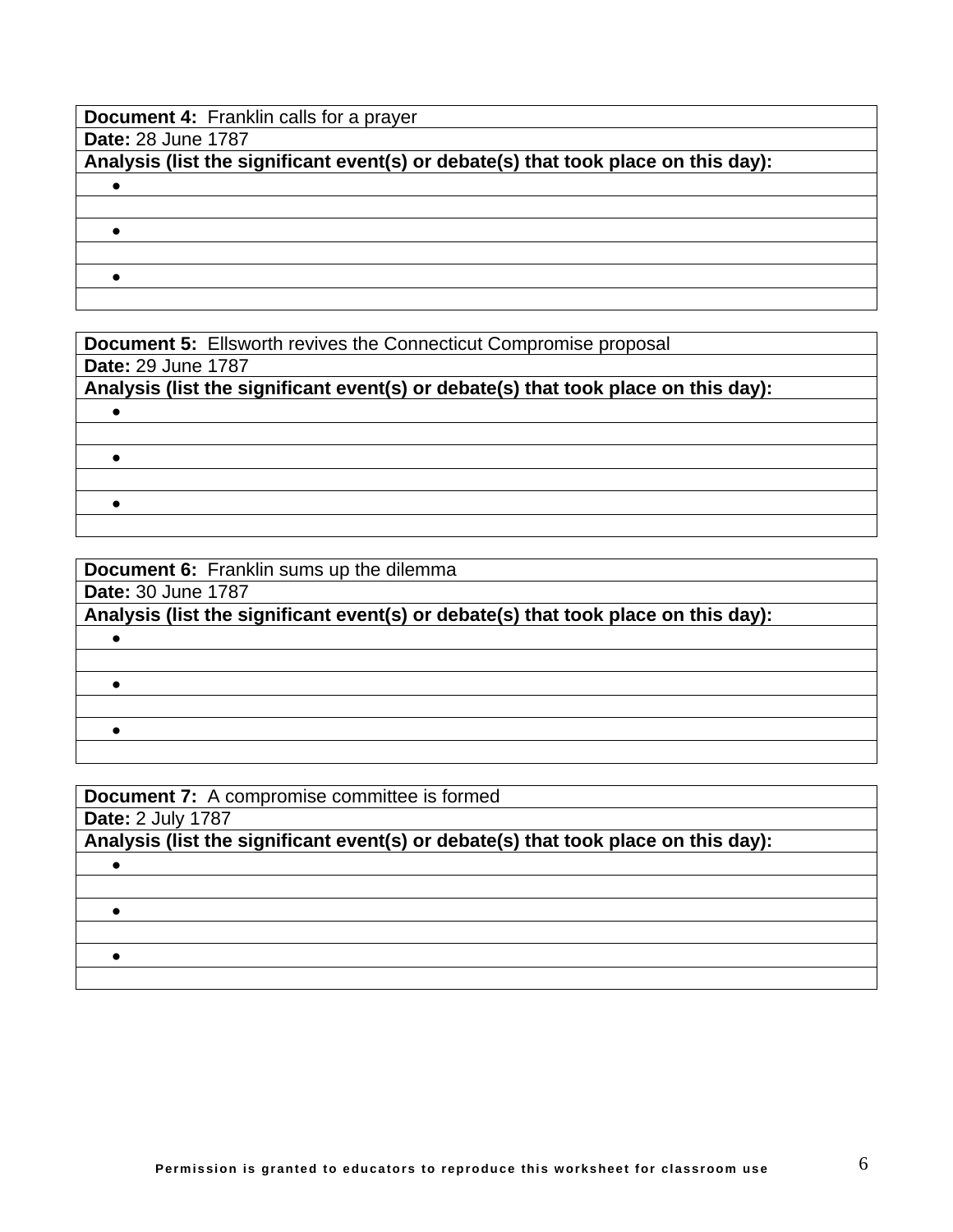| **Document 4:** Franklin calls for a prayer |
| --- |
| **Date:** 28 June 1787 |
| **Analysis (list the significant event(s) or debate(s) that took place on this day):** |
| • |
| |
| • |
| |
| • |
| |

| **Document 5:** Ellsworth revives the Connecticut Compromise proposal |
| --- |
| **Date:** 29 June 1787 |
| **Analysis (list the significant event(s) or debate(s) that took place on this day):** |
| • |
| |
| • |
| |
| • |
| |

| **Document 6:** Franklin sums up the dilemma |
| --- |
| **Date:** 30 June 1787 |
| **Analysis (list the significant event(s) or debate(s) that took place on this day):** |
| • |
| |
| • |
| |
| • |
| |

| **Document 7:** A compromise committee is formed |
| --- |
| **Date:** 2 July 1787 |
| **Analysis (list the significant event(s) or debate(s) that took place on this day):** |
| • |
| |
| • |
| |
| • |
| |

**Permission is granted to educators to reproduce this worksheet for classroom use**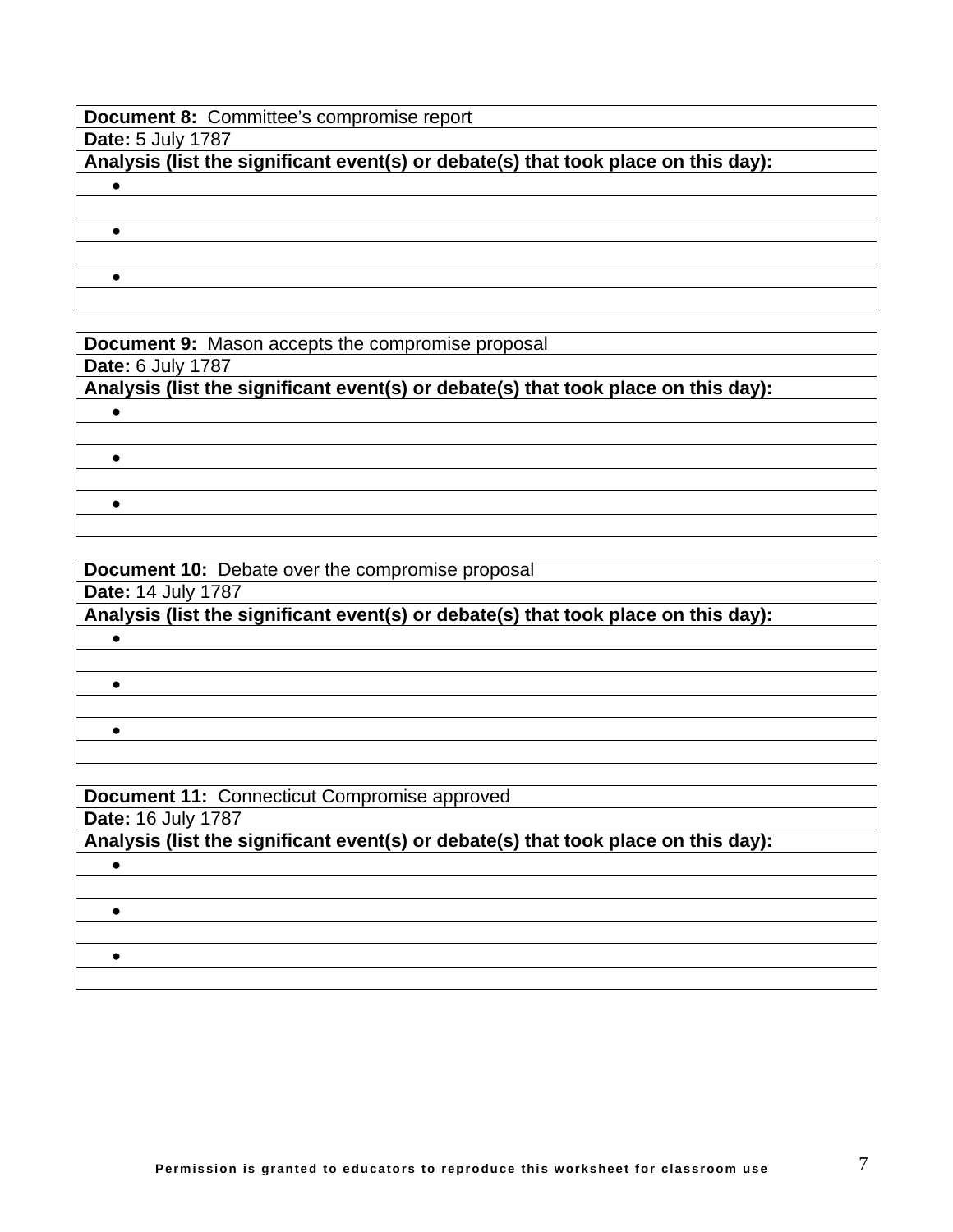| |
|---|
| **Document 8:** Committee's compromise report |
| **Date:** 5 July 1787 |
| **Analysis (list the significant event(s) or debate(s) that took place on this day):** |
| • |
| |
| • |
| |
| • |
| |

| |
|---|
| **Document 9:** Mason accepts the compromise proposal |
| **Date:** 6 July 1787 |
| **Analysis (list the significant event(s) or debate(s) that took place on this day):** |
| • |
| |
| • |
| |
| • |
| |

| |
|---|
| **Document 10:** Debate over the compromise proposal |
| **Date:** 14 July 1787 |
| **Analysis (list the significant event(s) or debate(s) that took place on this day):** |
| • |
| |
| • |
| |
| • |
| |

| |
|---|
| **Document 11:** Connecticut Compromise approved |
| **Date:** 16 July 1787 |
| **Analysis (list the significant event(s) or debate(s) that took place on this day):** |
| • |
| |
| • |
| |
| • |
| |

**Permission is granted to educators to reproduce this worksheet for classroom use**